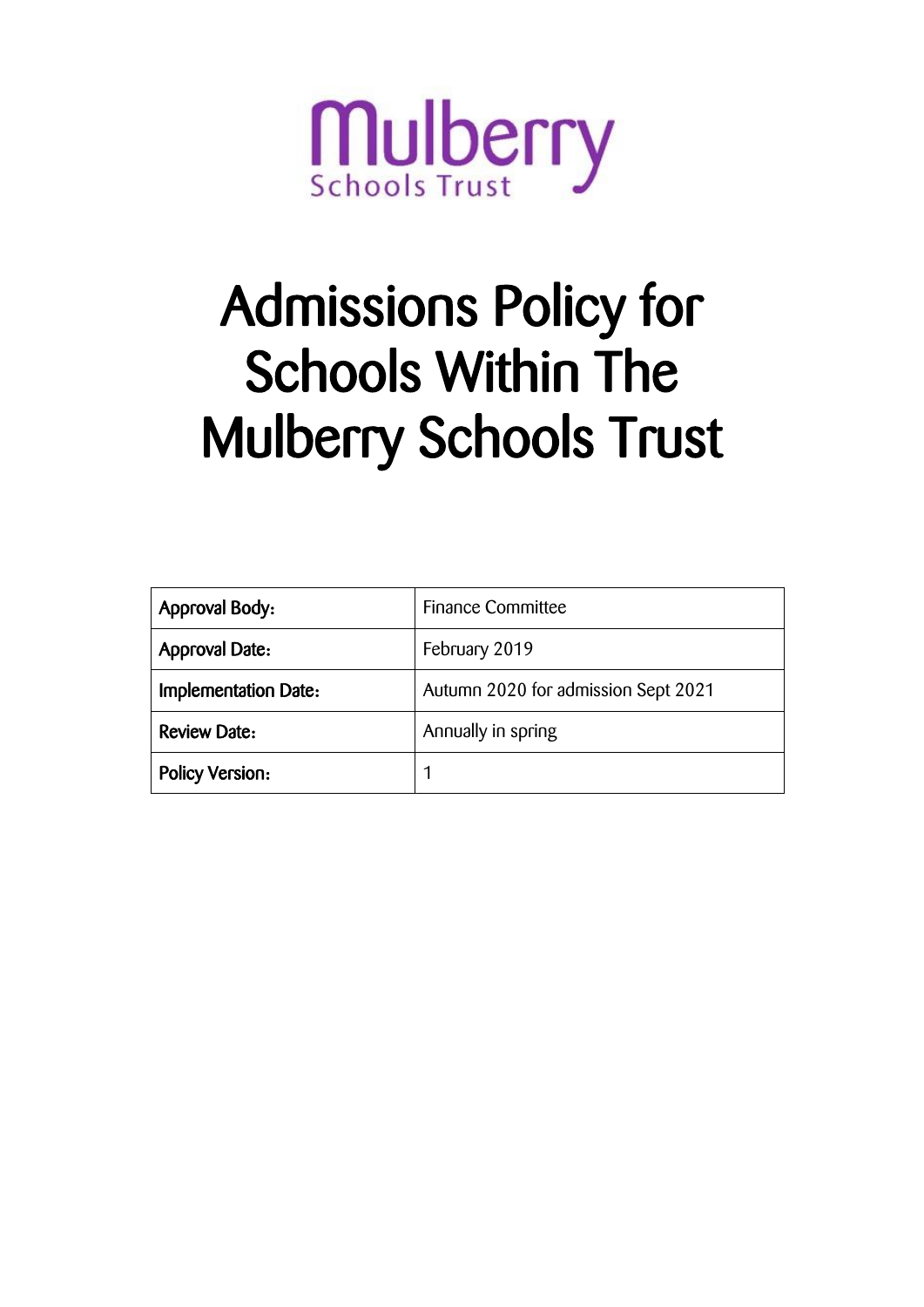Mulberry
Schools Trust

# Admissions Policy for Schools Within The Mulberry Schools Trust

| Approval Body: | Finance Committee |
| --- | --- |
| Approval Date: | February 2019 |
| Implementation Date: | Autumn 2020 for admission Sept 2021 |
| Review Date: | Annually in spring |
| Policy Version: | 1 |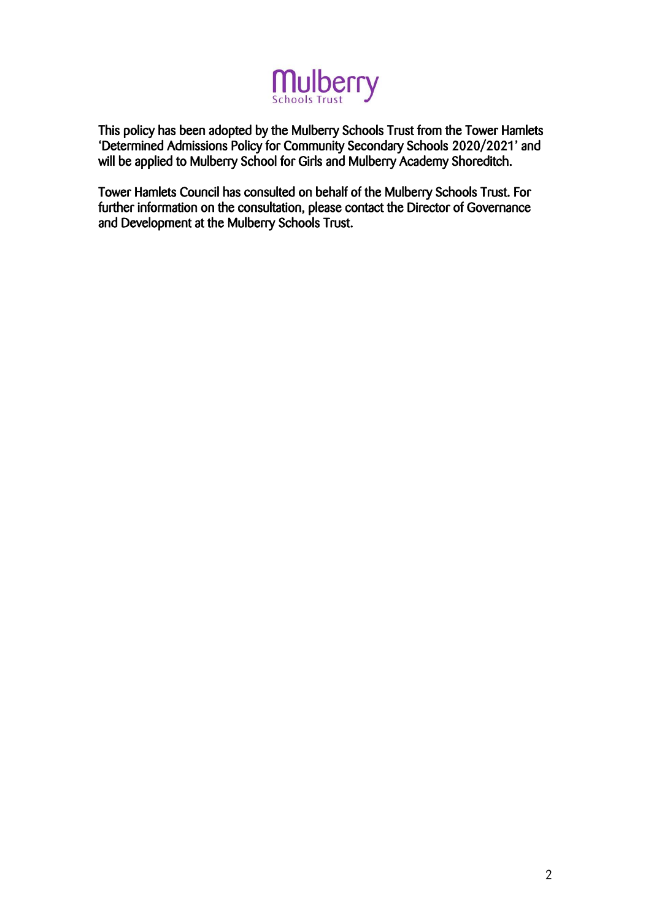This policy has been adopted by the Mulberry Schools Trust from the Tower Hamlets 'Determined Admissions Policy for Community Secondary Schools 2020/2021' and will be applied to Mulberry School for Girls and Mulberry Academy Shoreditch.

Tower Hamlets Council has consulted on behalf of the Mulberry Schools Trust. For further information on the consultation, please contact the Director of Governance and Development at the Mulberry Schools Trust.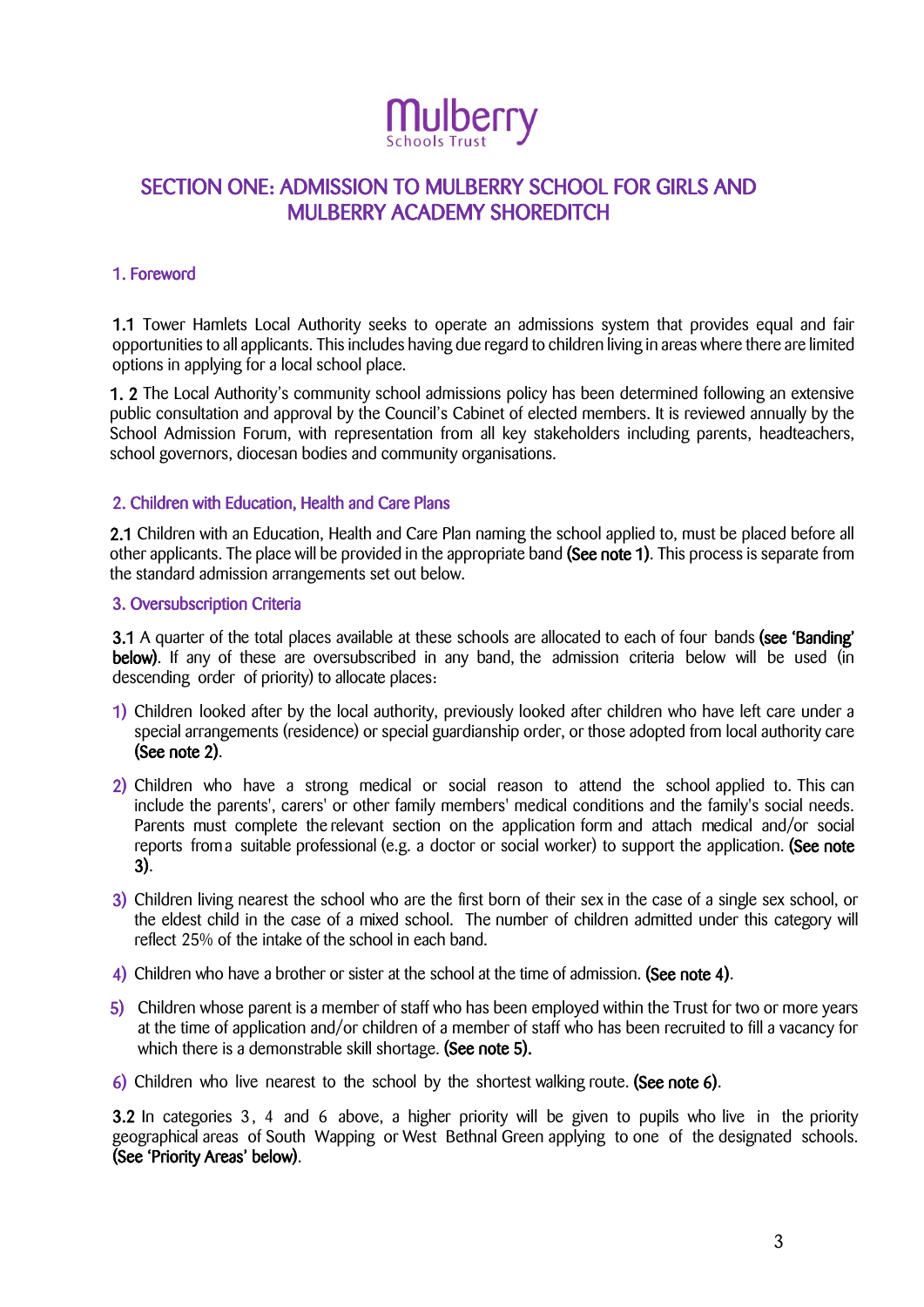Mulberry
Schools Trust

# SECTION ONE: ADMISSION TO MULBERRY SCHOOL FOR GIRLS AND MULBERRY ACADEMY SHOREDITCH

## 1. Foreword

**1.1** Tower Hamlets Local Authority seeks to operate an admissions system that provides equal and fair opportunities to all applicants. This includes having due regard to children living in areas where there are limited options in applying for a local school place.

**1. 2** The Local Authority's community school admissions policy has been determined following an extensive public consultation and approval by the Council's Cabinet of elected members. It is reviewed annually by the School Admission Forum, with representation from all key stakeholders including parents, headteachers, school governors, diocesan bodies and community organisations.

## 2. Children with Education, Health and Care Plans

**2.1** Children with an Education, Health and Care Plan naming the school applied to, must be placed before all other applicants. The place will be provided in the appropriate band **(See note 1)**. This process is separate from the standard admission arrangements set out below.

## 3. Oversubscription Criteria

**3.1** A quarter of the total places available at these schools are allocated to each of four bands **(see 'Banding' below)**. If any of these are oversubscribed in any band, the admission criteria below will be used (in descending order of priority) to allocate places:

1) Children looked after by the local authority, previously looked after children who have left care under a special arrangements (residence) or special guardianship order, or those adopted from local authority care **(See note 2)**.

2) Children who have a strong medical or social reason to attend the school applied to. This can include the parents', carers' or other family members' medical conditions and the family's social needs. Parents must complete the relevant section on the application form and attach medical and/or social reports from a suitable professional (e.g. a doctor or social worker) to support the application. **(See note 3)**.

3) Children living nearest the school who are the first born of their sex in the case of a single sex school, or the eldest child in the case of a mixed school. The number of children admitted under this category will reflect 25% of the intake of the school in each band.

4) Children who have a brother or sister at the school at the time of admission. **(See note 4)**.

5) Children whose parent is a member of staff who has been employed within the Trust for two or more years at the time of application and/or children of a member of staff who has been recruited to fill a vacancy for which there is a demonstrable skill shortage. **(See note 5).**

6) Children who live nearest to the school by the shortest walking route. **(See note 6)**.

**3.2** In categories 3, 4 and 6 above, a higher priority will be given to pupils who live in the priority geographical areas of South Wapping or West Bethnal Green applying to one of the designated schools. **(See 'Priority Areas' below)**.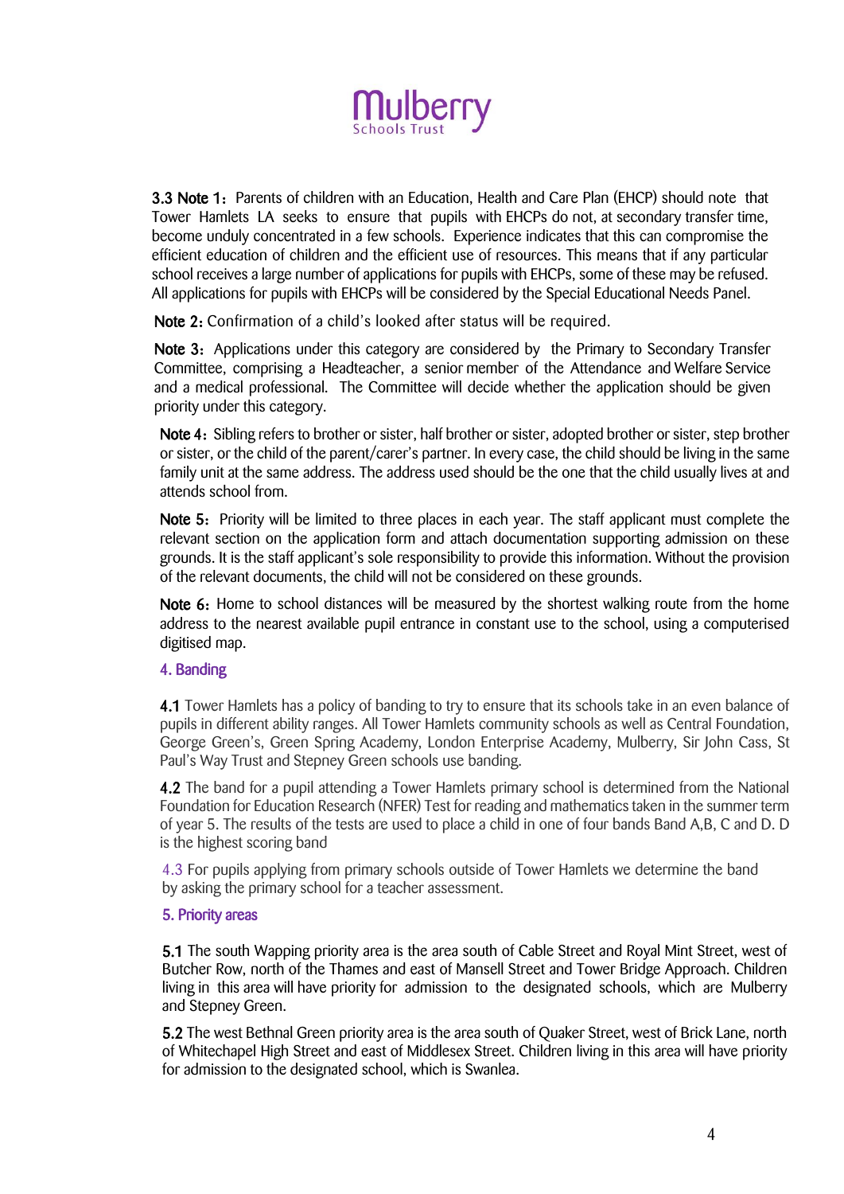**3.3 Note 1:** Parents of children with an Education, Health and Care Plan (EHCP) should note that Tower Hamlets LA seeks to ensure that pupils with EHCPs do not, at secondary transfer time, become unduly concentrated in a few schools. Experience indicates that this can compromise the efficient education of children and the efficient use of resources. This means that if any particular school receives a large number of applications for pupils with EHCPs, some of these may be refused. All applications for pupils with EHCPs will be considered by the Special Educational Needs Panel.

**Note 2:** Confirmation of a child's looked after status will be required.

**Note 3:** Applications under this category are considered by the Primary to Secondary Transfer Committee, comprising a Headteacher, a senior member of the Attendance and Welfare Service and a medical professional. The Committee will decide whether the application should be given priority under this category.

**Note 4:** Sibling refers to brother or sister, half brother or sister, adopted brother or sister, step brother or sister, or the child of the parent/carer's partner. In every case, the child should be living in the same family unit at the same address. The address used should be the one that the child usually lives at and attends school from.

**Note 5:** Priority will be limited to three places in each year. The staff applicant must complete the relevant section on the application form and attach documentation supporting admission on these grounds. It is the staff applicant's sole responsibility to provide this information. Without the provision of the relevant documents, the child will not be considered on these grounds.

**Note 6:** Home to school distances will be measured by the shortest walking route from the home address to the nearest available pupil entrance in constant use to the school, using a computerised digitised map.

## 4. Banding

**4.1** Tower Hamlets has a policy of banding to try to ensure that its schools take in an even balance of pupils in different ability ranges. All Tower Hamlets community schools as well as Central Foundation, George Green's, Green Spring Academy, London Enterprise Academy, Mulberry, Sir John Cass, St Paul's Way Trust and Stepney Green schools use banding.

**4.2** The band for a pupil attending a Tower Hamlets primary school is determined from the National Foundation for Education Research (NFER) Test for reading and mathematics taken in the summer term of year 5. The results of the tests are used to place a child in one of four bands Band A,B, C and D. D is the highest scoring band

4.3 For pupils applying from primary schools outside of Tower Hamlets we determine the band by asking the primary school for a teacher assessment.

## 5. Priority areas

**5.1** The south Wapping priority area is the area south of Cable Street and Royal Mint Street, west of Butcher Row, north of the Thames and east of Mansell Street and Tower Bridge Approach. Children living in this area will have priority for admission to the designated schools, which are Mulberry and Stepney Green.

**5.2** The west Bethnal Green priority area is the area south of Quaker Street, west of Brick Lane, north of Whitechapel High Street and east of Middlesex Street. Children living in this area will have priority for admission to the designated school, which is Swanlea.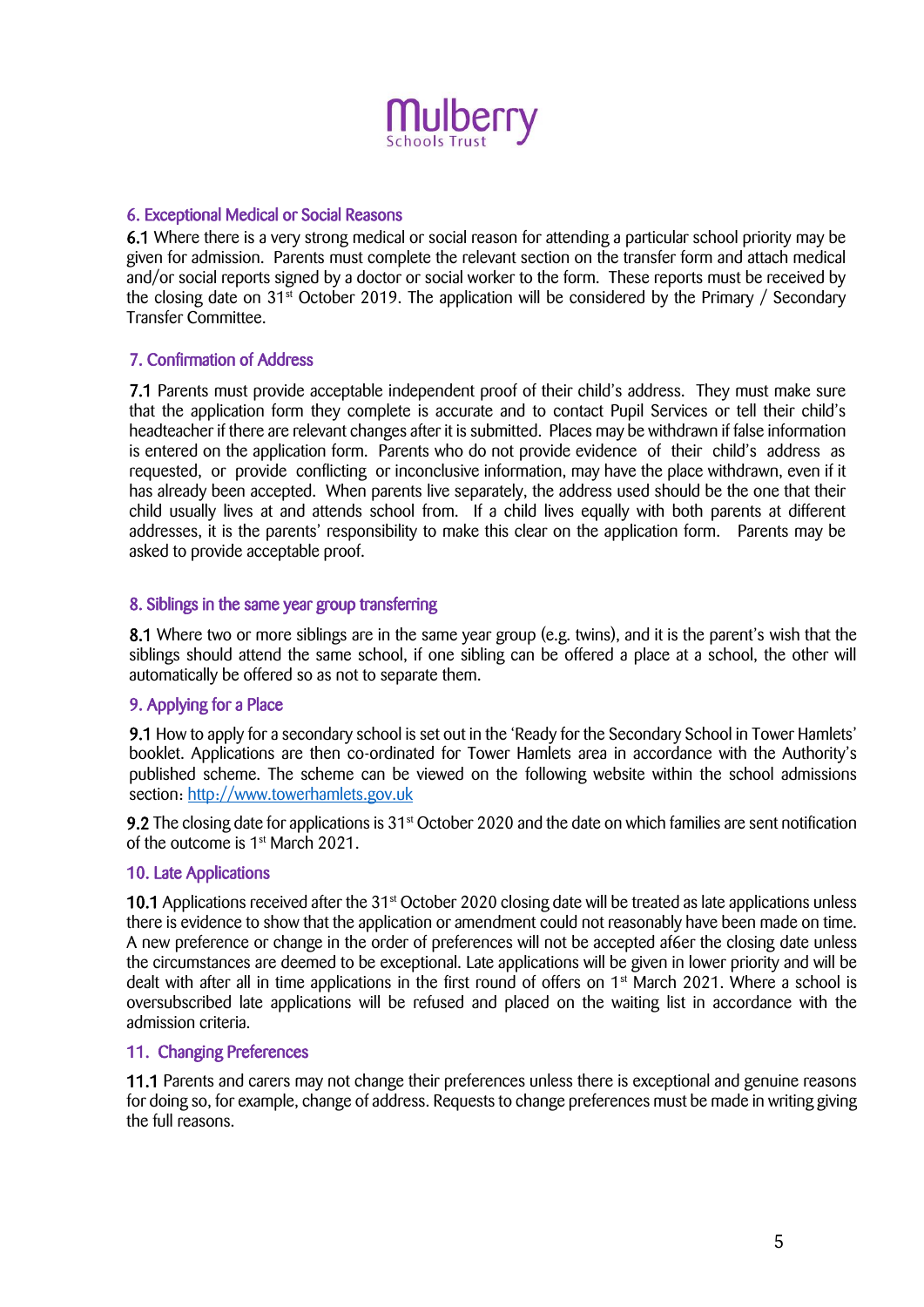## 6. Exceptional Medical or Social Reasons

**6.1** Where there is a very strong medical or social reason for attending a particular school priority may be given for admission. Parents must complete the relevant section on the transfer form and attach medical and/or social reports signed by a doctor or social worker to the form. These reports must be received by the closing date on 31st October 2019. The application will be considered by the Primary / Secondary Transfer Committee.

## 7. Confirmation of Address

**7.1** Parents must provide acceptable independent proof of their child's address. They must make sure that the application form they complete is accurate and to contact Pupil Services or tell their child's headteacher if there are relevant changes after it is submitted. Places may be withdrawn if false information is entered on the application form. Parents who do not provide evidence of their child's address as requested, or provide conflicting or inconclusive information, may have the place withdrawn, even if it has already been accepted. When parents live separately, the address used should be the one that their child usually lives at and attends school from. If a child lives equally with both parents at different addresses, it is the parents' responsibility to make this clear on the application form. Parents may be asked to provide acceptable proof.

## 8. Siblings in the same year group transferring

**8.1** Where two or more siblings are in the same year group (e.g. twins), and it is the parent's wish that the siblings should attend the same school, if one sibling can be offered a place at a school, the other will automatically be offered so as not to separate them.

## 9. Applying for a Place

**9.1** How to apply for a secondary school is set out in the 'Ready for the Secondary School in Tower Hamlets' booklet. Applications are then co-ordinated for Tower Hamlets area in accordance with the Authority's published scheme. The scheme can be viewed on the following website within the school admissions section: [http://www.towerhamlets.gov.uk](http://www.towerhamlets.gov.uk)

**9.2** The closing date for applications is 31st October 2020 and the date on which families are sent notification of the outcome is 1st March 2021.

## 10. Late Applications

**10.1** Applications received after the 31st October 2020 closing date will be treated as late applications unless there is evidence to show that the application or amendment could not reasonably have been made on time. A new preference or change in the order of preferences will not be accepted af6er the closing date unless the circumstances are deemed to be exceptional. Late applications will be given in lower priority and will be dealt with after all in time applications in the first round of offers on 1st March 2021. Where a school is oversubscribed late applications will be refused and placed on the waiting list in accordance with the admission criteria.

## 11. Changing Preferences

**11.1** Parents and carers may not change their preferences unless there is exceptional and genuine reasons for doing so, for example, change of address. Requests to change preferences must be made in writing giving the full reasons.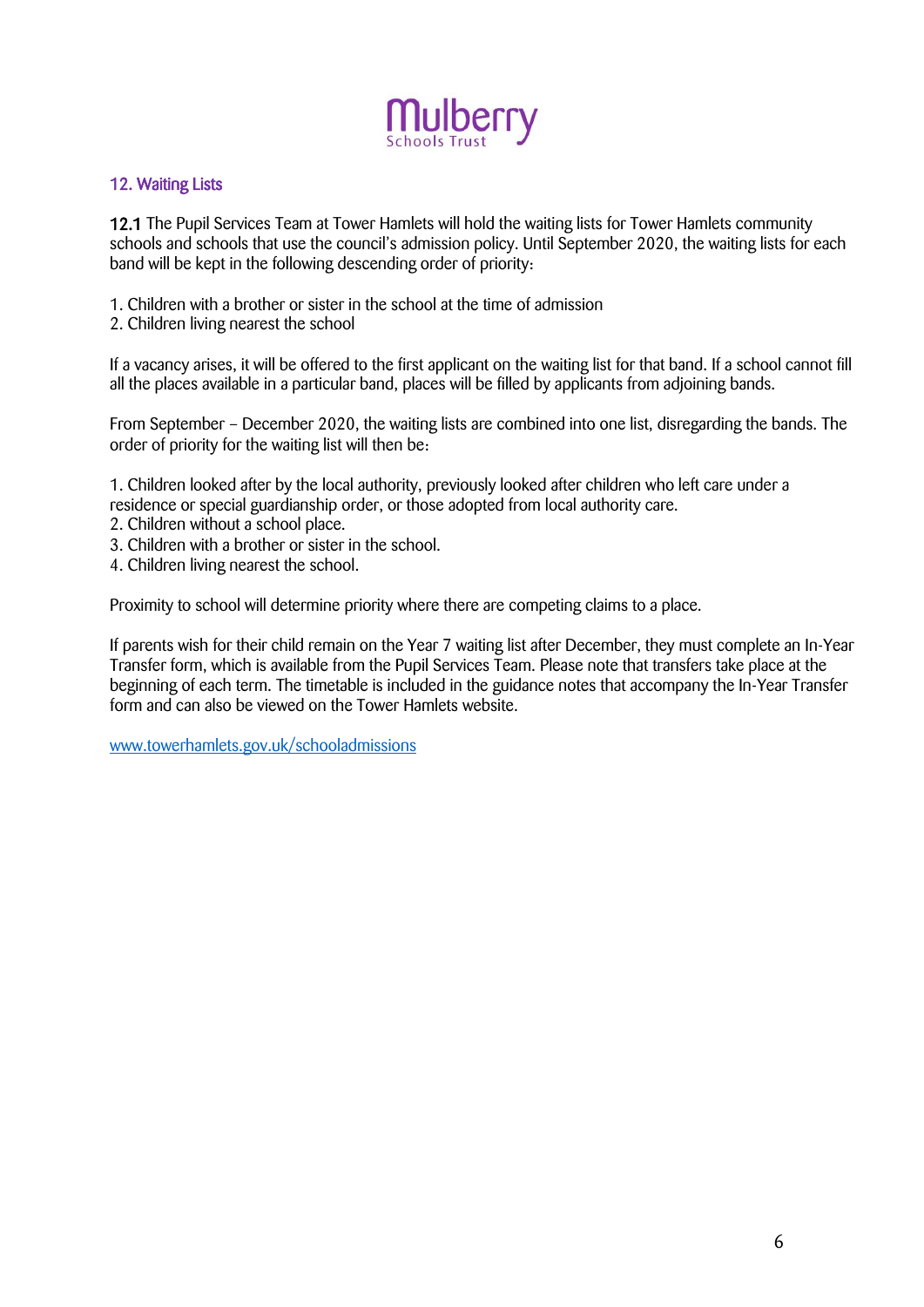## 12. Waiting Lists

**12.1** The Pupil Services Team at Tower Hamlets will hold the waiting lists for Tower Hamlets community schools and schools that use the council's admission policy. Until September 2020, the waiting lists for each band will be kept in the following descending order of priority:

1. Children with a brother or sister in the school at the time of admission
2. Children living nearest the school

If a vacancy arises, it will be offered to the first applicant on the waiting list for that band. If a school cannot fill all the places available in a particular band, places will be filled by applicants from adjoining bands.

From September – December 2020, the waiting lists are combined into one list, disregarding the bands. The order of priority for the waiting list will then be:

1. Children looked after by the local authority, previously looked after children who left care under a residence or special guardianship order, or those adopted from local authority care.
2. Children without a school place.
3. Children with a brother or sister in the school.
4. Children living nearest the school.

Proximity to school will determine priority where there are competing claims to a place.

If parents wish for their child remain on the Year 7 waiting list after December, they must complete an In-Year Transfer form, which is available from the Pupil Services Team. Please note that transfers take place at the beginning of each term. The timetable is included in the guidance notes that accompany the In-Year Transfer form and can also be viewed on the Tower Hamlets website.

[www.towerhamlets.gov.uk/schooladmissions](http://www.towerhamlets.gov.uk/schooladmissions)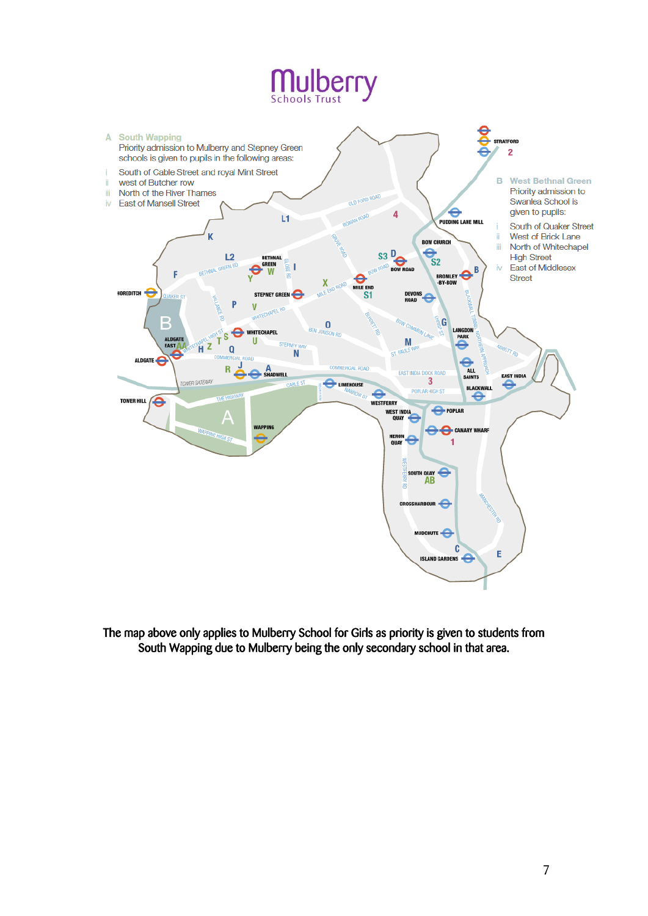Mulberry
Schools Trust

**A South Wapping**
Priority admission to Mulberry and Stepney Green schools is given to pupils in the following areas:

- i South of Cable Street and royal Mint Street
- ii west of Butcher row
- iii North of the River Thames
- iv East of Mansell Street

**B West Bethnal Green**
Priority admission to Swanlea School is given to pupils:

- i South of Quaker Street
- ii West of Brick Lane
- iii North of Whitechapel High Street
- iv East of Middlesex Street

The map above only applies to Mulberry School for Girls as priority is given to students from South Wapping due to Mulberry being the only secondary school in that area.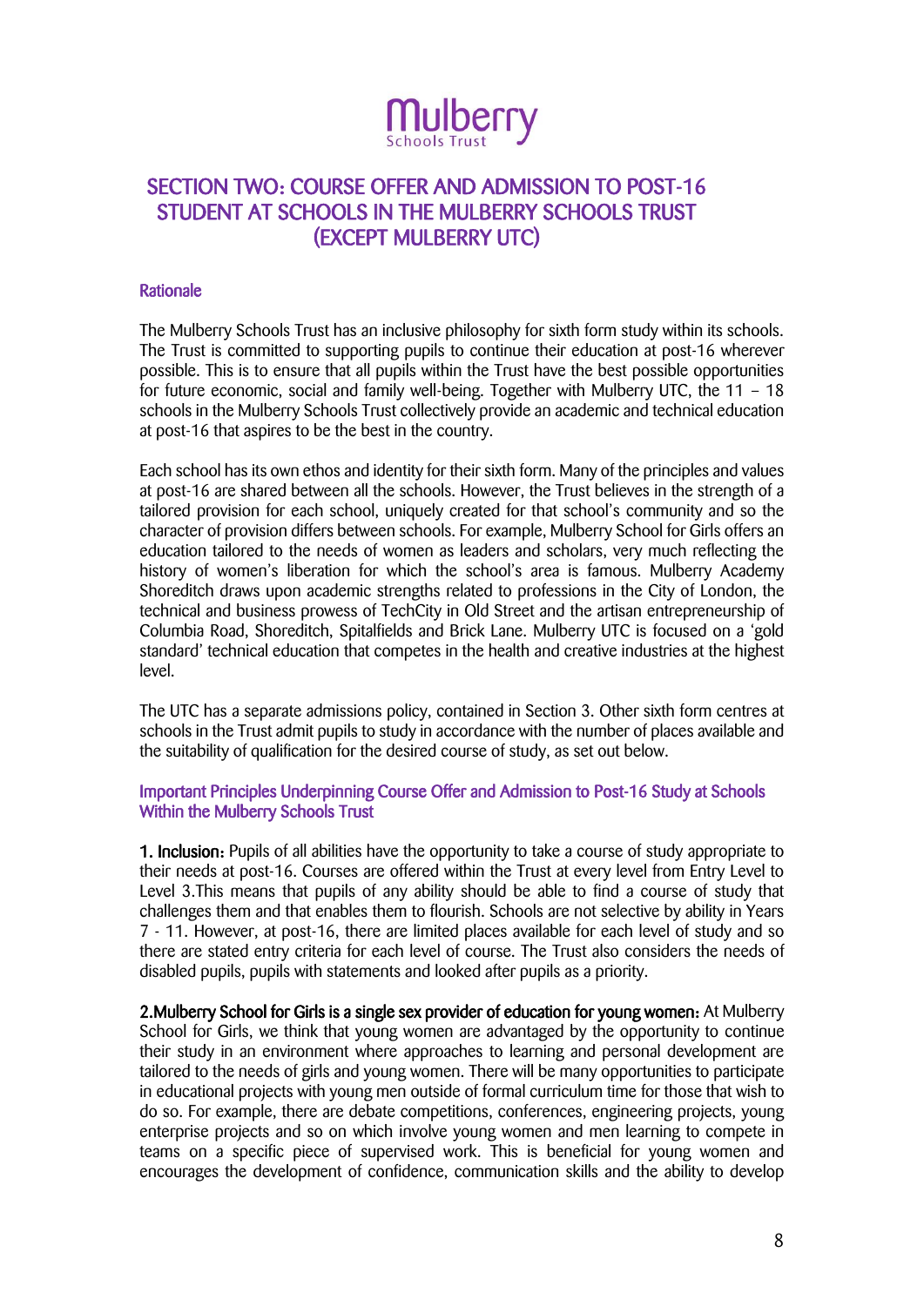Mulberry
Schools Trust

# SECTION TWO: COURSE OFFER AND ADMISSION TO POST-16 STUDENT AT SCHOOLS IN THE MULBERRY SCHOOLS TRUST (EXCEPT MULBERRY UTC)

## Rationale

The Mulberry Schools Trust has an inclusive philosophy for sixth form study within its schools. The Trust is committed to supporting pupils to continue their education at post-16 wherever possible. This is to ensure that all pupils within the Trust have the best possible opportunities for future economic, social and family well-being. Together with Mulberry UTC, the 11 – 18 schools in the Mulberry Schools Trust collectively provide an academic and technical education at post-16 that aspires to be the best in the country.

Each school has its own ethos and identity for their sixth form. Many of the principles and values at post-16 are shared between all the schools. However, the Trust believes in the strength of a tailored provision for each school, uniquely created for that school's community and so the character of provision differs between schools. For example, Mulberry School for Girls offers an education tailored to the needs of women as leaders and scholars, very much reflecting the history of women's liberation for which the school's area is famous. Mulberry Academy Shoreditch draws upon academic strengths related to professions in the City of London, the technical and business prowess of TechCity in Old Street and the artisan entrepreneurship of Columbia Road, Shoreditch, Spitalfields and Brick Lane. Mulberry UTC is focused on a 'gold standard' technical education that competes in the health and creative industries at the highest level.

The UTC has a separate admissions policy, contained in Section 3. Other sixth form centres at schools in the Trust admit pupils to study in accordance with the number of places available and the suitability of qualification for the desired course of study, as set out below.

## Important Principles Underpinning Course Offer and Admission to Post-16 Study at Schools Within the Mulberry Schools Trust

**1. Inclusion:** Pupils of all abilities have the opportunity to take a course of study appropriate to their needs at post-16. Courses are offered within the Trust at every level from Entry Level to Level 3.This means that pupils of any ability should be able to find a course of study that challenges them and that enables them to flourish. Schools are not selective by ability in Years 7 - 11. However, at post-16, there are limited places available for each level of study and so there are stated entry criteria for each level of course. The Trust also considers the needs of disabled pupils, pupils with statements and looked after pupils as a priority.

**2.Mulberry School for Girls is a single sex provider of education for young women:** At Mulberry School for Girls, we think that young women are advantaged by the opportunity to continue their study in an environment where approaches to learning and personal development are tailored to the needs of girls and young women. There will be many opportunities to participate in educational projects with young men outside of formal curriculum time for those that wish to do so. For example, there are debate competitions, conferences, engineering projects, young enterprise projects and so on which involve young women and men learning to compete in teams on a specific piece of supervised work. This is beneficial for young women and encourages the development of confidence, communication skills and the ability to develop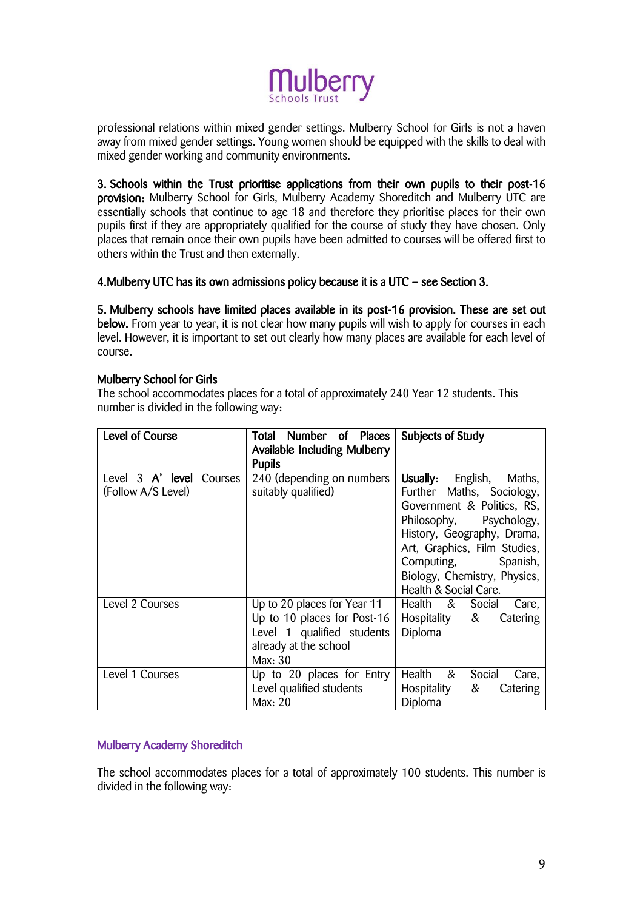professional relations within mixed gender settings. Mulberry School for Girls is not a haven away from mixed gender settings. Young women should be equipped with the skills to deal with mixed gender working and community environments.

**3. Schools within the Trust prioritise applications from their own pupils to their post-16 provision:** Mulberry School for Girls, Mulberry Academy Shoreditch and Mulberry UTC are essentially schools that continue to age 18 and therefore they prioritise places for their own pupils first if they are appropriately qualified for the course of study they have chosen. Only places that remain once their own pupils have been admitted to courses will be offered first to others within the Trust and then externally.

**4.Mulberry UTC has its own admissions policy because it is a UTC – see Section 3.**

**5. Mulberry schools have limited places available in its post-16 provision. These are set out below.** From year to year, it is not clear how many pupils will wish to apply for courses in each level. However, it is important to set out clearly how many places are available for each level of course.

**Mulberry School for Girls**

The school accommodates places for a total of approximately 240 Year 12 students. This number is divided in the following way:

| Level of Course | Total Number of Places Available Including Mulberry Pupils | Subjects of Study |
|---|---|---|
| Level 3 **A' level** Courses (Follow A/S Level) | 240 (depending on numbers suitably qualified) | **Usually**: English, Maths, Further Maths, Sociology, Government & Politics, RS, Philosophy, Psychology, History, Geography, Drama, Art, Graphics, Film Studies, Computing, Spanish, Biology, Chemistry, Physics, Health & Social Care. |
| Level 2 Courses | Up to 20 places for Year 11<br>Up to 10 places for Post-16 Level 1 qualified students already at the school<br>Max: 30 | Health & Social Care, Hospitality & Catering Diploma |
| Level 1 Courses | Up to 20 places for Entry Level qualified students<br>Max: 20 | Health & Social Care, Hospitality & Catering Diploma |

**Mulberry Academy Shoreditch**

The school accommodates places for a total of approximately 100 students. This number is divided in the following way: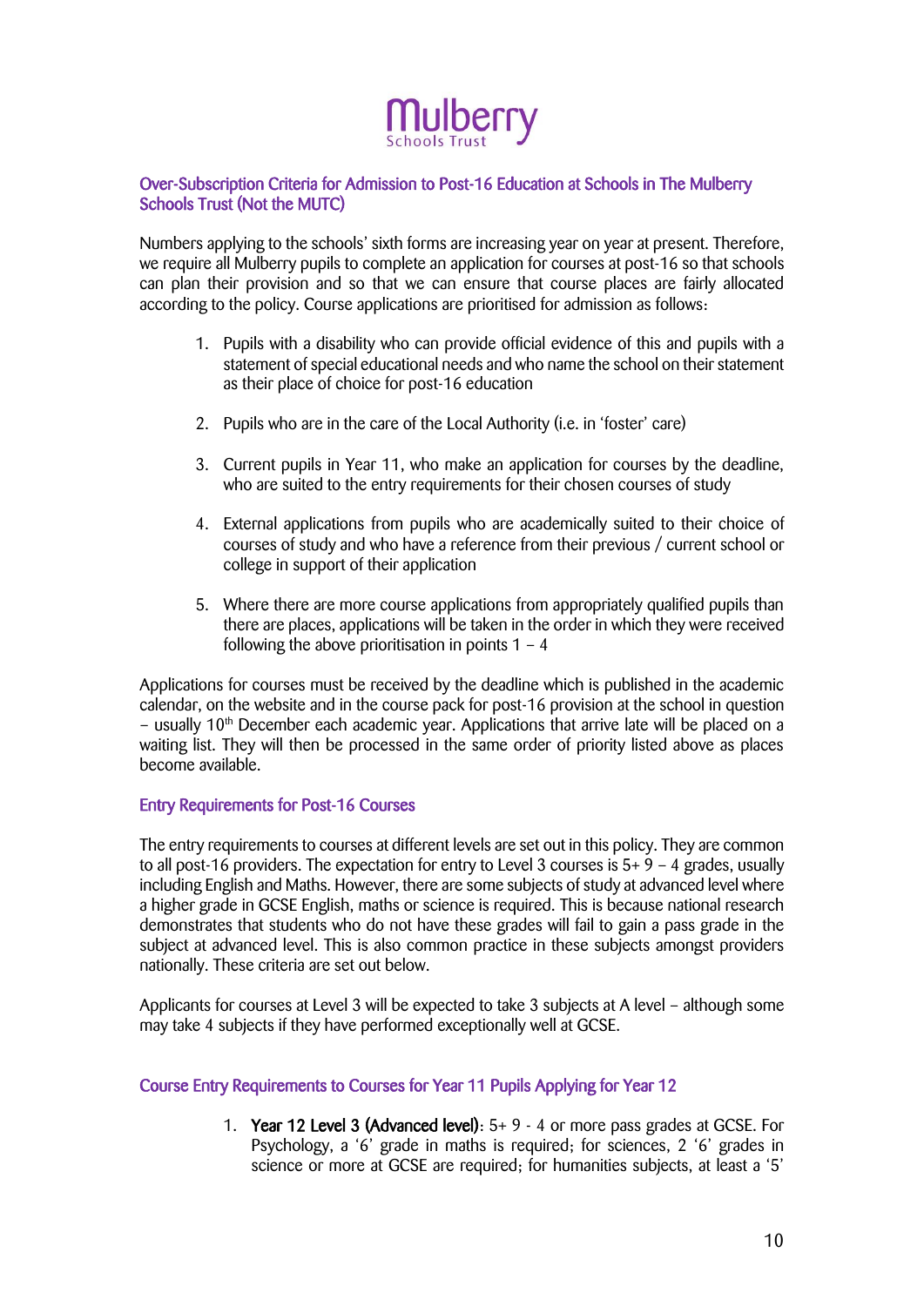## Over-Subscription Criteria for Admission to Post-16 Education at Schools in The Mulberry Schools Trust (Not the MUTC)

Numbers applying to the schools' sixth forms are increasing year on year at present. Therefore, we require all Mulberry pupils to complete an application for courses at post-16 so that schools can plan their provision and so that we can ensure that course places are fairly allocated according to the policy. Course applications are prioritised for admission as follows:

1. Pupils with a disability who can provide official evidence of this and pupils with a statement of special educational needs and who name the school on their statement as their place of choice for post-16 education

2. Pupils who are in the care of the Local Authority (i.e. in 'foster' care)

3. Current pupils in Year 11, who make an application for courses by the deadline, who are suited to the entry requirements for their chosen courses of study

4. External applications from pupils who are academically suited to their choice of courses of study and who have a reference from their previous / current school or college in support of their application

5. Where there are more course applications from appropriately qualified pupils than there are places, applications will be taken in the order in which they were received following the above prioritisation in points 1 – 4

Applications for courses must be received by the deadline which is published in the academic calendar, on the website and in the course pack for post-16 provision at the school in question – usually 10th December each academic year. Applications that arrive late will be placed on a waiting list. They will then be processed in the same order of priority listed above as places become available.

## Entry Requirements for Post-16 Courses

The entry requirements to courses at different levels are set out in this policy. They are common to all post-16 providers. The expectation for entry to Level 3 courses is 5+ 9 – 4 grades, usually including English and Maths. However, there are some subjects of study at advanced level where a higher grade in GCSE English, maths or science is required. This is because national research demonstrates that students who do not have these grades will fail to gain a pass grade in the subject at advanced level. This is also common practice in these subjects amongst providers nationally. These criteria are set out below.

Applicants for courses at Level 3 will be expected to take 3 subjects at A level – although some may take 4 subjects if they have performed exceptionally well at GCSE.

## Course Entry Requirements to Courses for Year 11 Pupils Applying for Year 12

1. **Year 12 Level 3 (Advanced level)**: 5+ 9 - 4 or more pass grades at GCSE. For Psychology, a '6' grade in maths is required; for sciences, 2 '6' grades in science or more at GCSE are required; for humanities subjects, at least a '5'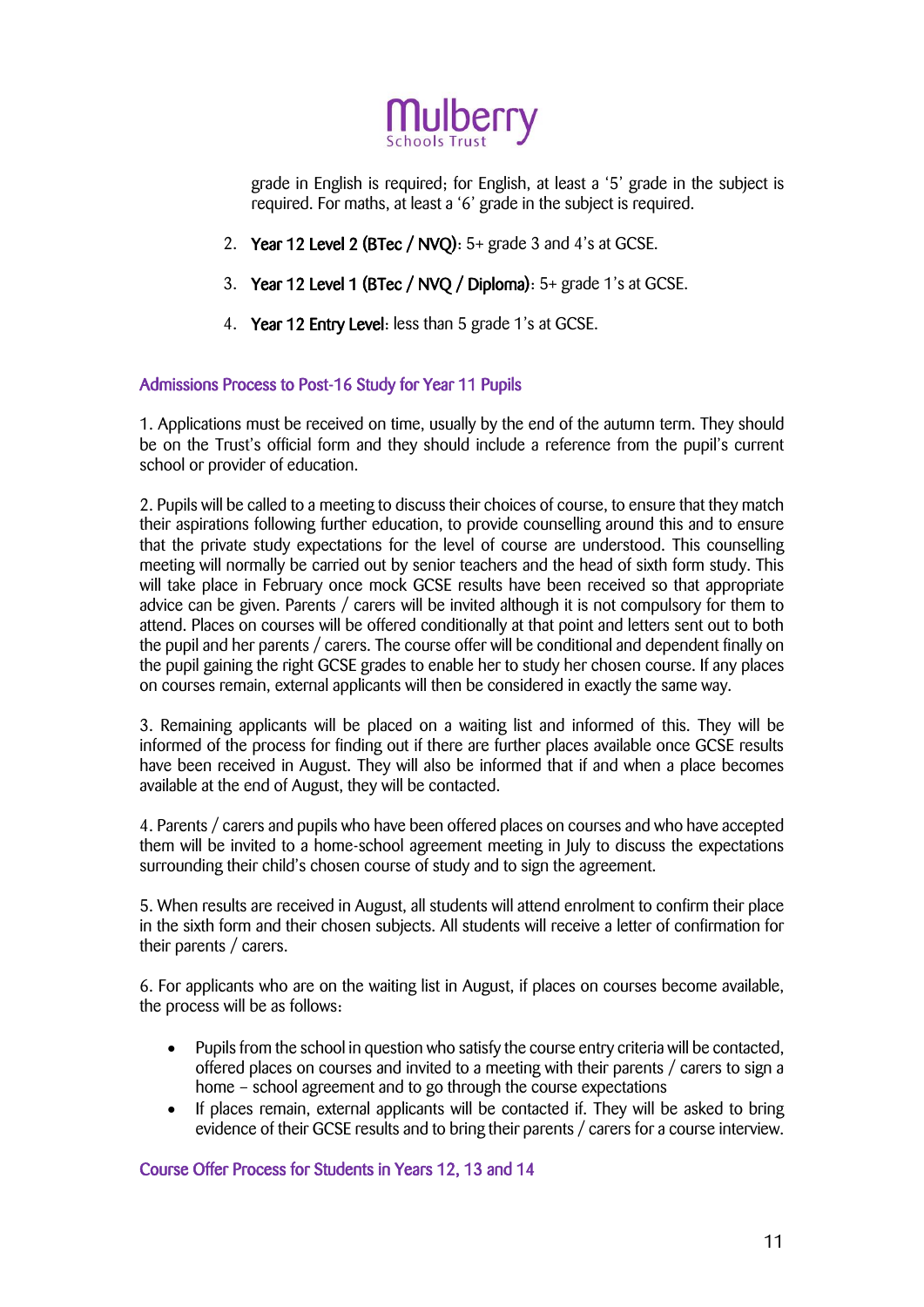grade in English is required; for English, at least a '5' grade in the subject is required. For maths, at least a '6' grade in the subject is required.

2. **Year 12 Level 2 (BTec / NVQ)**: 5+ grade 3 and 4's at GCSE.
3. **Year 12 Level 1 (BTec / NVQ / Diploma)**: 5+ grade 1's at GCSE.
4. **Year 12 Entry Level**: less than 5 grade 1's at GCSE.

## Admissions Process to Post-16 Study for Year 11 Pupils

1. Applications must be received on time, usually by the end of the autumn term. They should be on the Trust's official form and they should include a reference from the pupil's current school or provider of education.

2. Pupils will be called to a meeting to discuss their choices of course, to ensure that they match their aspirations following further education, to provide counselling around this and to ensure that the private study expectations for the level of course are understood. This counselling meeting will normally be carried out by senior teachers and the head of sixth form study. This will take place in February once mock GCSE results have been received so that appropriate advice can be given. Parents / carers will be invited although it is not compulsory for them to attend. Places on courses will be offered conditionally at that point and letters sent out to both the pupil and her parents / carers. The course offer will be conditional and dependent finally on the pupil gaining the right GCSE grades to enable her to study her chosen course. If any places on courses remain, external applicants will then be considered in exactly the same way.

3. Remaining applicants will be placed on a waiting list and informed of this. They will be informed of the process for finding out if there are further places available once GCSE results have been received in August. They will also be informed that if and when a place becomes available at the end of August, they will be contacted.

4. Parents / carers and pupils who have been offered places on courses and who have accepted them will be invited to a home-school agreement meeting in July to discuss the expectations surrounding their child's chosen course of study and to sign the agreement.

5. When results are received in August, all students will attend enrolment to confirm their place in the sixth form and their chosen subjects. All students will receive a letter of confirmation for their parents / carers.

6. For applicants who are on the waiting list in August, if places on courses become available, the process will be as follows:

- Pupils from the school in question who satisfy the course entry criteria will be contacted, offered places on courses and invited to a meeting with their parents / carers to sign a home – school agreement and to go through the course expectations
- If places remain, external applicants will be contacted if. They will be asked to bring evidence of their GCSE results and to bring their parents / carers for a course interview.

## Course Offer Process for Students in Years 12, 13 and 14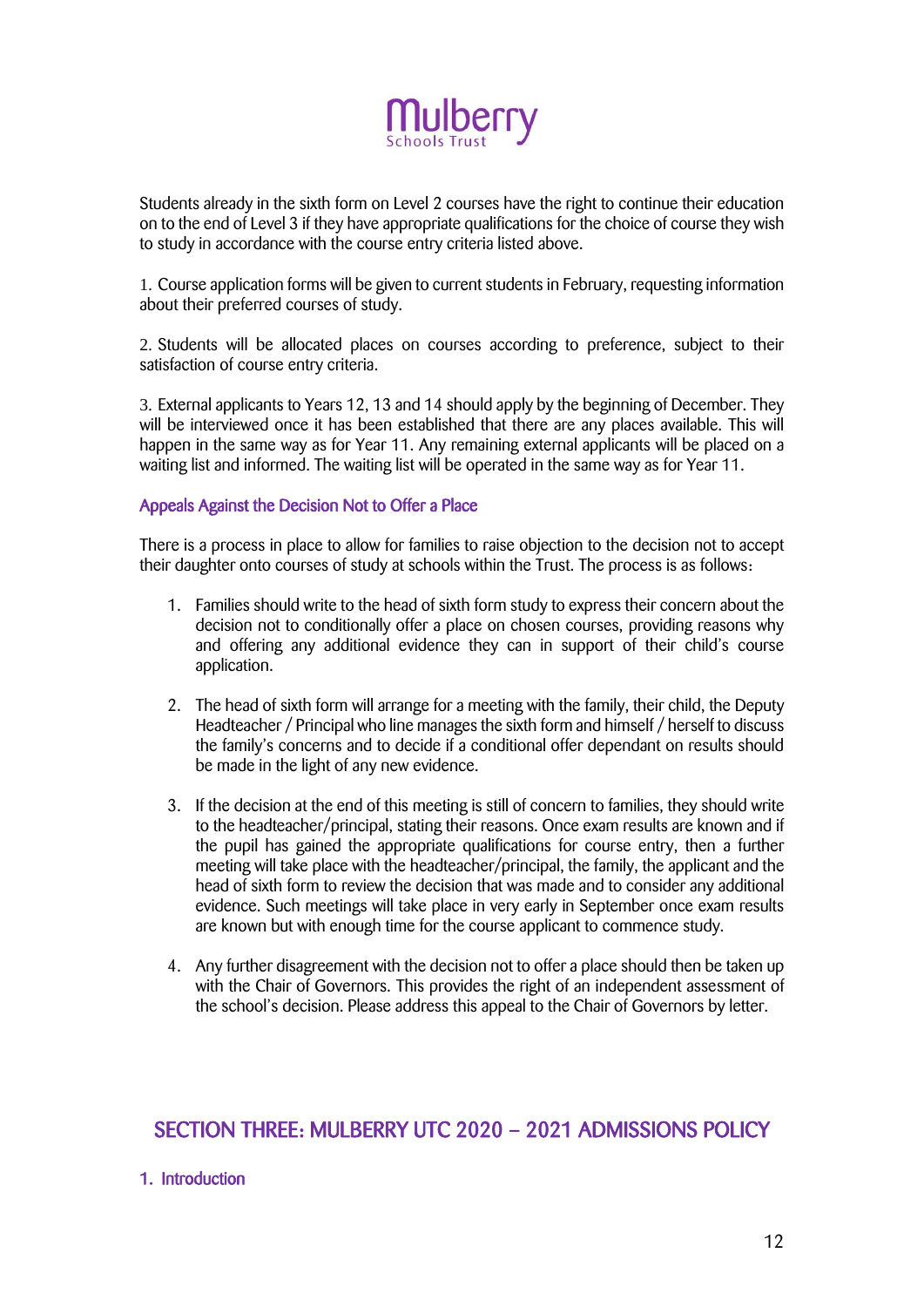Students already in the sixth form on Level 2 courses have the right to continue their education on to the end of Level 3 if they have appropriate qualifications for the choice of course they wish to study in accordance with the course entry criteria listed above.

1. Course application forms will be given to current students in February, requesting information about their preferred courses of study.

2. Students will be allocated places on courses according to preference, subject to their satisfaction of course entry criteria.

3. External applicants to Years 12, 13 and 14 should apply by the beginning of December. They will be interviewed once it has been established that there are any places available. This will happen in the same way as for Year 11. Any remaining external applicants will be placed on a waiting list and informed. The waiting list will be operated in the same way as for Year 11.

### Appeals Against the Decision Not to Offer a Place

There is a process in place to allow for families to raise objection to the decision not to accept their daughter onto courses of study at schools within the Trust. The process is as follows:

1. Families should write to the head of sixth form study to express their concern about the decision not to conditionally offer a place on chosen courses, providing reasons why and offering any additional evidence they can in support of their child's course application.

2. The head of sixth form will arrange for a meeting with the family, their child, the Deputy Headteacher / Principal who line manages the sixth form and himself / herself to discuss the family's concerns and to decide if a conditional offer dependant on results should be made in the light of any new evidence.

3. If the decision at the end of this meeting is still of concern to families, they should write to the headteacher/principal, stating their reasons. Once exam results are known and if the pupil has gained the appropriate qualifications for course entry, then a further meeting will take place with the headteacher/principal, the family, the applicant and the head of sixth form to review the decision that was made and to consider any additional evidence. Such meetings will take place in very early in September once exam results are known but with enough time for the course applicant to commence study.

4. Any further disagreement with the decision not to offer a place should then be taken up with the Chair of Governors. This provides the right of an independent assessment of the school's decision. Please address this appeal to the Chair of Governors by letter.

## SECTION THREE: MULBERRY UTC 2020 – 2021 ADMISSIONS POLICY

### 1. Introduction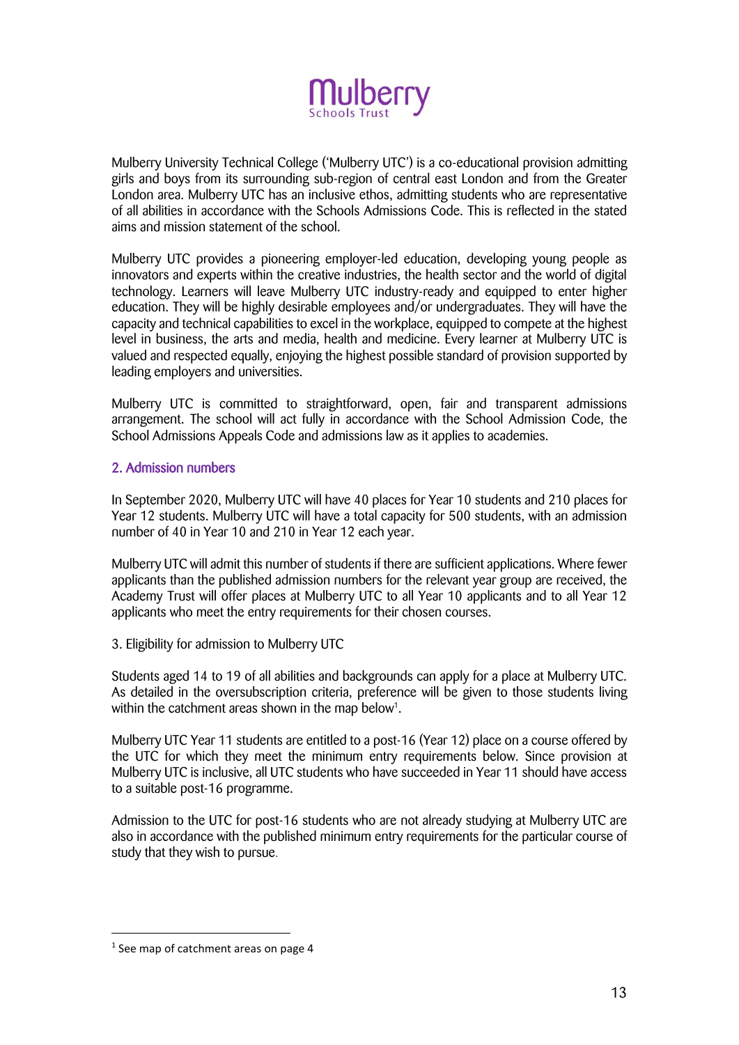Mulberry University Technical College ('Mulberry UTC') is a co-educational provision admitting girls and boys from its surrounding sub-region of central east London and from the Greater London area. Mulberry UTC has an inclusive ethos, admitting students who are representative of all abilities in accordance with the Schools Admissions Code. This is reflected in the stated aims and mission statement of the school.

Mulberry UTC provides a pioneering employer-led education, developing young people as innovators and experts within the creative industries, the health sector and the world of digital technology. Learners will leave Mulberry UTC industry-ready and equipped to enter higher education. They will be highly desirable employees and/or undergraduates. They will have the capacity and technical capabilities to excel in the workplace, equipped to compete at the highest level in business, the arts and media, health and medicine. Every learner at Mulberry UTC is valued and respected equally, enjoying the highest possible standard of provision supported by leading employers and universities.

Mulberry UTC is committed to straightforward, open, fair and transparent admissions arrangement. The school will act fully in accordance with the School Admission Code, the School Admissions Appeals Code and admissions law as it applies to academies.

## 2. Admission numbers

In September 2020, Mulberry UTC will have 40 places for Year 10 students and 210 places for Year 12 students. Mulberry UTC will have a total capacity for 500 students, with an admission number of 40 in Year 10 and 210 in Year 12 each year.

Mulberry UTC will admit this number of students if there are sufficient applications. Where fewer applicants than the published admission numbers for the relevant year group are received, the Academy Trust will offer places at Mulberry UTC to all Year 10 applicants and to all Year 12 applicants who meet the entry requirements for their chosen courses.

3. Eligibility for admission to Mulberry UTC

Students aged 14 to 19 of all abilities and backgrounds can apply for a place at Mulberry UTC. As detailed in the oversubscription criteria, preference will be given to those students living within the catchment areas shown in the map below[1].

Mulberry UTC Year 11 students are entitled to a post-16 (Year 12) place on a course offered by the UTC for which they meet the minimum entry requirements below. Since provision at Mulberry UTC is inclusive, all UTC students who have succeeded in Year 11 should have access to a suitable post-16 programme.

Admission to the UTC for post-16 students who are not already studying at Mulberry UTC are also in accordance with the published minimum entry requirements for the particular course of study that they wish to pursue.

[1] See map of catchment areas on page 4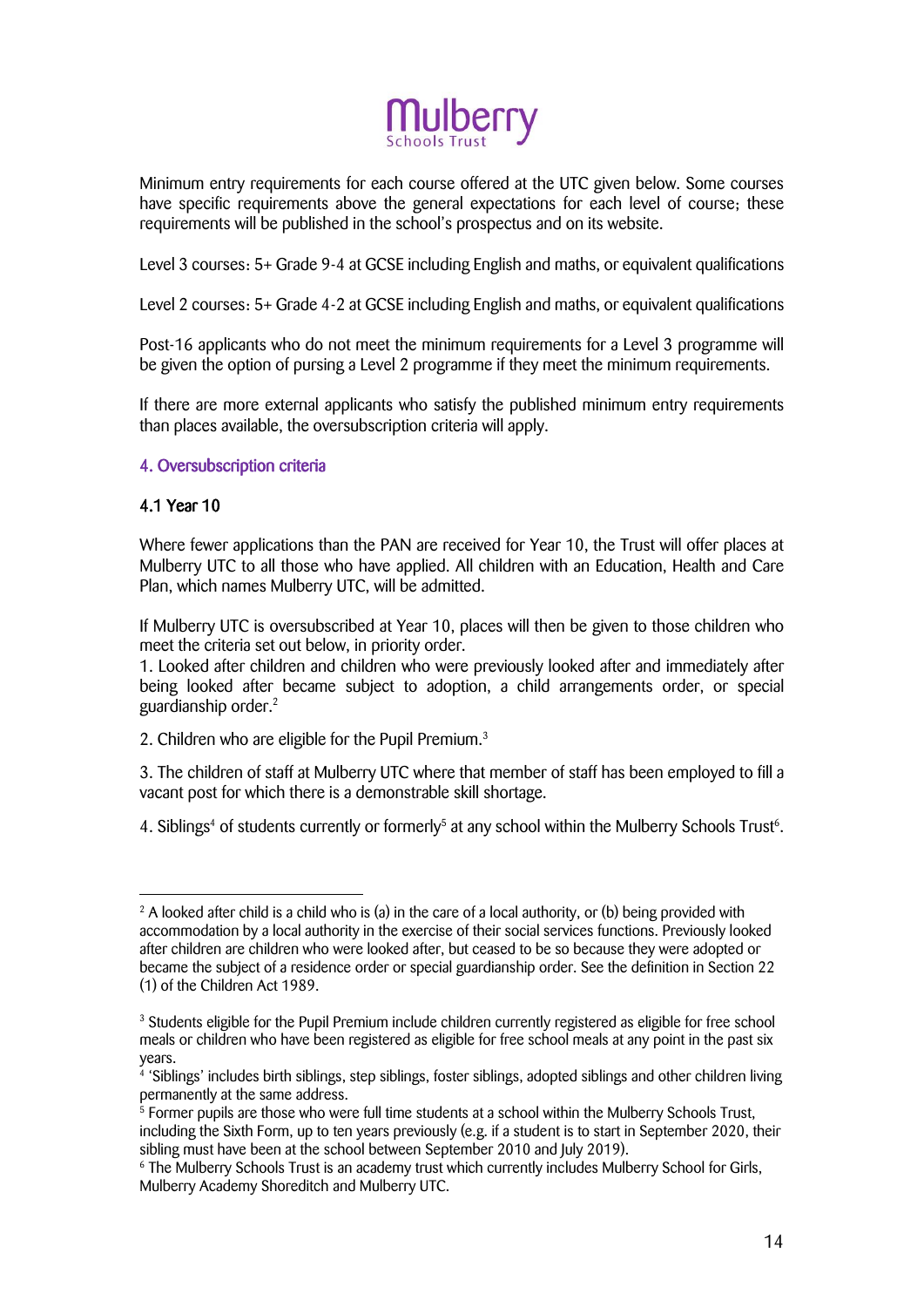Minimum entry requirements for each course offered at the UTC given below. Some courses have specific requirements above the general expectations for each level of course; these requirements will be published in the school's prospectus and on its website.

Level 3 courses: 5+ Grade 9-4 at GCSE including English and maths, or equivalent qualifications

Level 2 courses: 5+ Grade 4-2 at GCSE including English and maths, or equivalent qualifications

Post-16 applicants who do not meet the minimum requirements for a Level 3 programme will be given the option of pursing a Level 2 programme if they meet the minimum requirements.

If there are more external applicants who satisfy the published minimum entry requirements than places available, the oversubscription criteria will apply.

## 4. Oversubscription criteria

### 4.1 Year 10

Where fewer applications than the PAN are received for Year 10, the Trust will offer places at Mulberry UTC to all those who have applied. All children with an Education, Health and Care Plan, which names Mulberry UTC, will be admitted.

If Mulberry UTC is oversubscribed at Year 10, places will then be given to those children who meet the criteria set out below, in priority order.

1. Looked after children and children who were previously looked after and immediately after being looked after became subject to adoption, a child arrangements order, or special guardianship order.[2]

2. Children who are eligible for the Pupil Premium.[3]

3. The children of staff at Mulberry UTC where that member of staff has been employed to fill a vacant post for which there is a demonstrable skill shortage.

4. Siblings[4] of students currently or formerly[5] at any school within the Mulberry Schools Trust[6].

---

[2] A looked after child is a child who is (a) in the care of a local authority, or (b) being provided with accommodation by a local authority in the exercise of their social services functions. Previously looked after children are children who were looked after, but ceased to be so because they were adopted or became the subject of a residence order or special guardianship order. See the definition in Section 22 (1) of the Children Act 1989.

[3] Students eligible for the Pupil Premium include children currently registered as eligible for free school meals or children who have been registered as eligible for free school meals at any point in the past six years.

[4] 'Siblings' includes birth siblings, step siblings, foster siblings, adopted siblings and other children living permanently at the same address.

[5] Former pupils are those who were full time students at a school within the Mulberry Schools Trust, including the Sixth Form, up to ten years previously (e.g. if a student is to start in September 2020, their sibling must have been at the school between September 2010 and July 2019).

[6] The Mulberry Schools Trust is an academy trust which currently includes Mulberry School for Girls, Mulberry Academy Shoreditch and Mulberry UTC.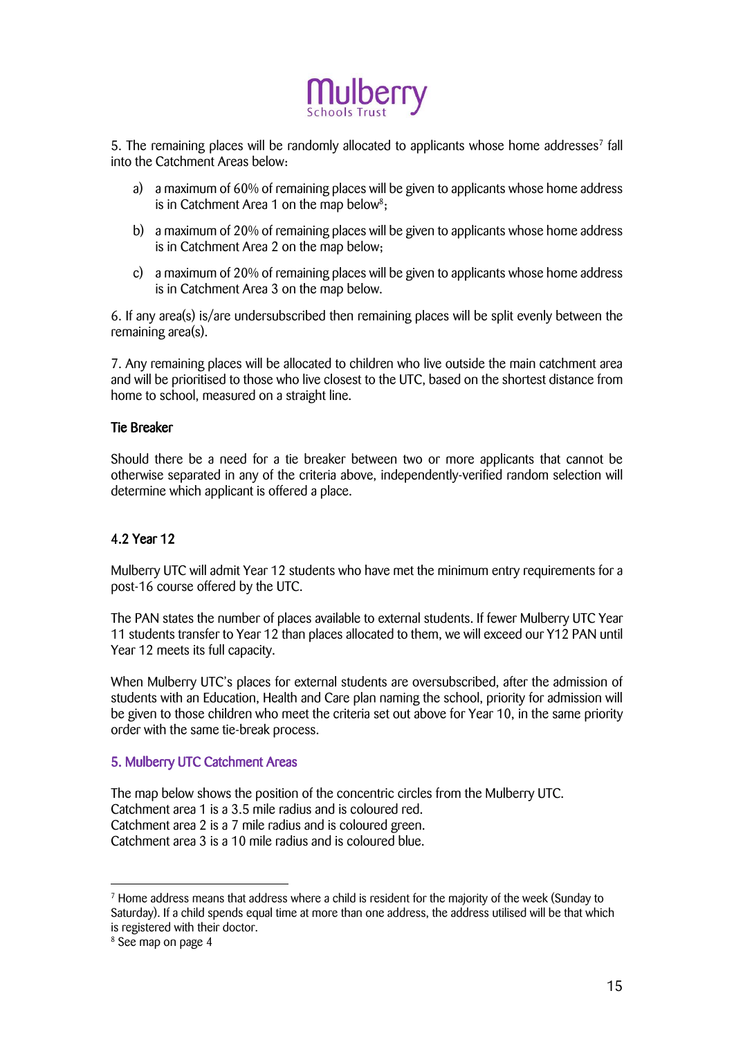5. The remaining places will be randomly allocated to applicants whose home addresses[7] fall into the Catchment Areas below:

a) a maximum of 60% of remaining places will be given to applicants whose home address is in Catchment Area 1 on the map below[8];

b) a maximum of 20% of remaining places will be given to applicants whose home address is in Catchment Area 2 on the map below;

c) a maximum of 20% of remaining places will be given to applicants whose home address is in Catchment Area 3 on the map below.

6. If any area(s) is/are undersubscribed then remaining places will be split evenly between the remaining area(s).

7. Any remaining places will be allocated to children who live outside the main catchment area and will be prioritised to those who live closest to the UTC, based on the shortest distance from home to school, measured on a straight line.

### Tie Breaker

Should there be a need for a tie breaker between two or more applicants that cannot be otherwise separated in any of the criteria above, independently-verified random selection will determine which applicant is offered a place.

### 4.2 Year 12

Mulberry UTC will admit Year 12 students who have met the minimum entry requirements for a post-16 course offered by the UTC.

The PAN states the number of places available to external students. If fewer Mulberry UTC Year 11 students transfer to Year 12 than places allocated to them, we will exceed our Y12 PAN until Year 12 meets its full capacity.

When Mulberry UTC's places for external students are oversubscribed, after the admission of students with an Education, Health and Care plan naming the school, priority for admission will be given to those children who meet the criteria set out above for Year 10, in the same priority order with the same tie-break process.

## 5. Mulberry UTC Catchment Areas

The map below shows the position of the concentric circles from the Mulberry UTC.
Catchment area 1 is a 3.5 mile radius and is coloured red.
Catchment area 2 is a 7 mile radius and is coloured green.
Catchment area 3 is a 10 mile radius and is coloured blue.

---

[7] Home address means that address where a child is resident for the majority of the week (Sunday to Saturday). If a child spends equal time at more than one address, the address utilised will be that which is registered with their doctor.

[8] See map on page 4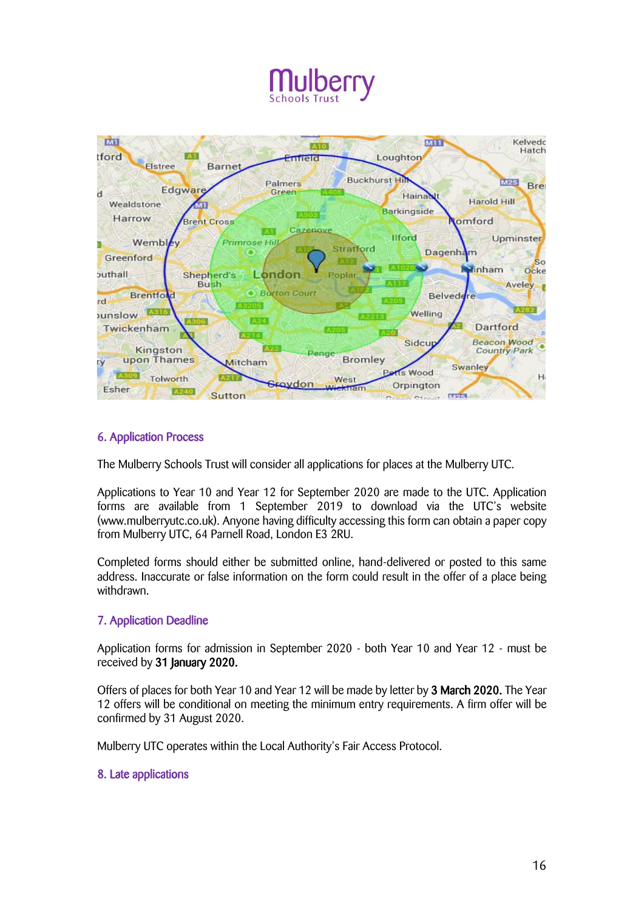## 6. Application Process

The Mulberry Schools Trust will consider all applications for places at the Mulberry UTC.

Applications to Year 10 and Year 12 for September 2020 are made to the UTC. Application forms are available from 1 September 2019 to download via the UTC's website (www.mulberryutc.co.uk). Anyone having difficulty accessing this form can obtain a paper copy from Mulberry UTC, 64 Parnell Road, London E3 2RU.

Completed forms should either be submitted online, hand-delivered or posted to this same address. Inaccurate or false information on the form could result in the offer of a place being withdrawn.

## 7. Application Deadline

Application forms for admission in September 2020 - both Year 10 and Year 12 - must be received by **31 January 2020.**

Offers of places for both Year 10 and Year 12 will be made by letter by **3 March 2020.** The Year 12 offers will be conditional on meeting the minimum entry requirements. A firm offer will be confirmed by 31 August 2020.

Mulberry UTC operates within the Local Authority's Fair Access Protocol.

## 8. Late applications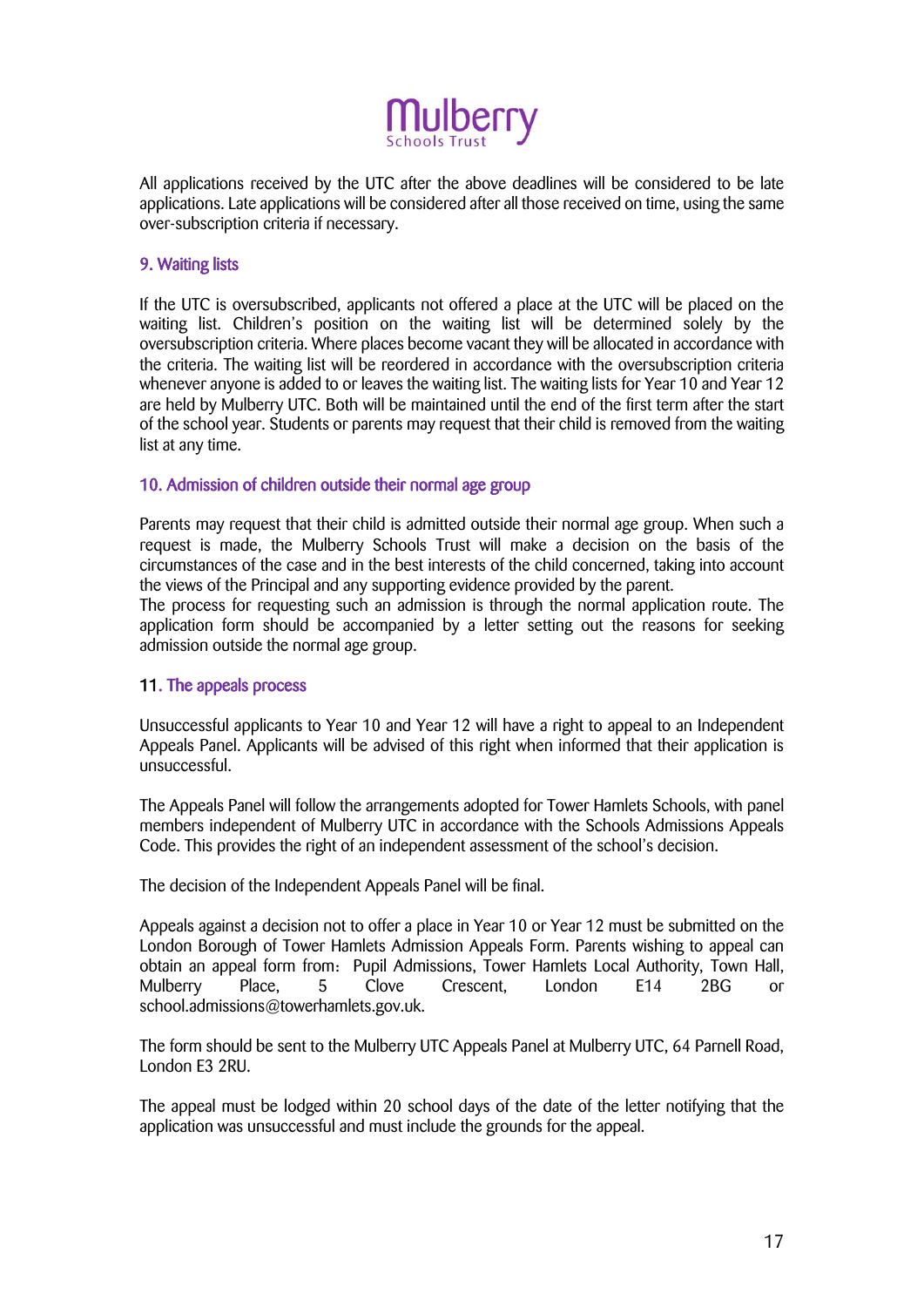All applications received by the UTC after the above deadlines will be considered to be late applications. Late applications will be considered after all those received on time, using the same over-subscription criteria if necessary.

## 9. Waiting lists

If the UTC is oversubscribed, applicants not offered a place at the UTC will be placed on the waiting list. Children's position on the waiting list will be determined solely by the oversubscription criteria. Where places become vacant they will be allocated in accordance with the criteria. The waiting list will be reordered in accordance with the oversubscription criteria whenever anyone is added to or leaves the waiting list. The waiting lists for Year 10 and Year 12 are held by Mulberry UTC. Both will be maintained until the end of the first term after the start of the school year. Students or parents may request that their child is removed from the waiting list at any time.

## 10. Admission of children outside their normal age group

Parents may request that their child is admitted outside their normal age group. When such a request is made, the Mulberry Schools Trust will make a decision on the basis of the circumstances of the case and in the best interests of the child concerned, taking into account the views of the Principal and any supporting evidence provided by the parent.
The process for requesting such an admission is through the normal application route. The application form should be accompanied by a letter setting out the reasons for seeking admission outside the normal age group.

## 11. The appeals process

Unsuccessful applicants to Year 10 and Year 12 will have a right to appeal to an Independent Appeals Panel. Applicants will be advised of this right when informed that their application is unsuccessful.

The Appeals Panel will follow the arrangements adopted for Tower Hamlets Schools, with panel members independent of Mulberry UTC in accordance with the Schools Admissions Appeals Code. This provides the right of an independent assessment of the school's decision.

The decision of the Independent Appeals Panel will be final.

Appeals against a decision not to offer a place in Year 10 or Year 12 must be submitted on the London Borough of Tower Hamlets Admission Appeals Form. Parents wishing to appeal can obtain an appeal form from: Pupil Admissions, Tower Hamlets Local Authority, Town Hall, Mulberry Place, 5 Clove Crescent, London E14 2BG or school.admissions@towerhamlets.gov.uk.

The form should be sent to the Mulberry UTC Appeals Panel at Mulberry UTC, 64 Parnell Road, London E3 2RU.

The appeal must be lodged within 20 school days of the date of the letter notifying that the application was unsuccessful and must include the grounds for the appeal.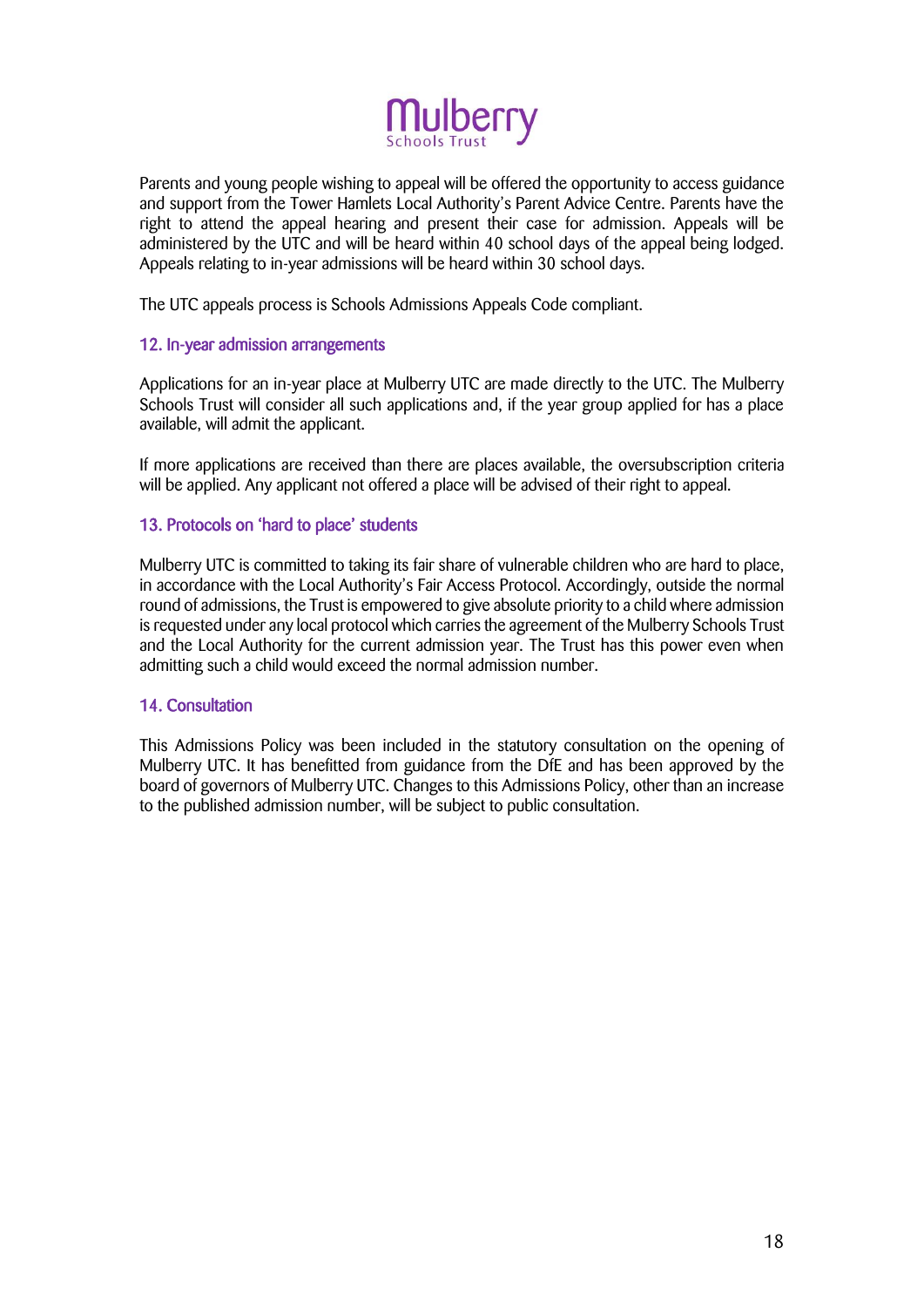Parents and young people wishing to appeal will be offered the opportunity to access guidance and support from the Tower Hamlets Local Authority's Parent Advice Centre. Parents have the right to attend the appeal hearing and present their case for admission. Appeals will be administered by the UTC and will be heard within 40 school days of the appeal being lodged. Appeals relating to in-year admissions will be heard within 30 school days.

The UTC appeals process is Schools Admissions Appeals Code compliant.

## 12. In-year admission arrangements

Applications for an in-year place at Mulberry UTC are made directly to the UTC. The Mulberry Schools Trust will consider all such applications and, if the year group applied for has a place available, will admit the applicant.

If more applications are received than there are places available, the oversubscription criteria will be applied. Any applicant not offered a place will be advised of their right to appeal.

## 13. Protocols on 'hard to place' students

Mulberry UTC is committed to taking its fair share of vulnerable children who are hard to place, in accordance with the Local Authority's Fair Access Protocol. Accordingly, outside the normal round of admissions, the Trust is empowered to give absolute priority to a child where admission is requested under any local protocol which carries the agreement of the Mulberry Schools Trust and the Local Authority for the current admission year. The Trust has this power even when admitting such a child would exceed the normal admission number.

## 14. Consultation

This Admissions Policy was been included in the statutory consultation on the opening of Mulberry UTC. It has benefitted from guidance from the DfE and has been approved by the board of governors of Mulberry UTC. Changes to this Admissions Policy, other than an increase to the published admission number, will be subject to public consultation.